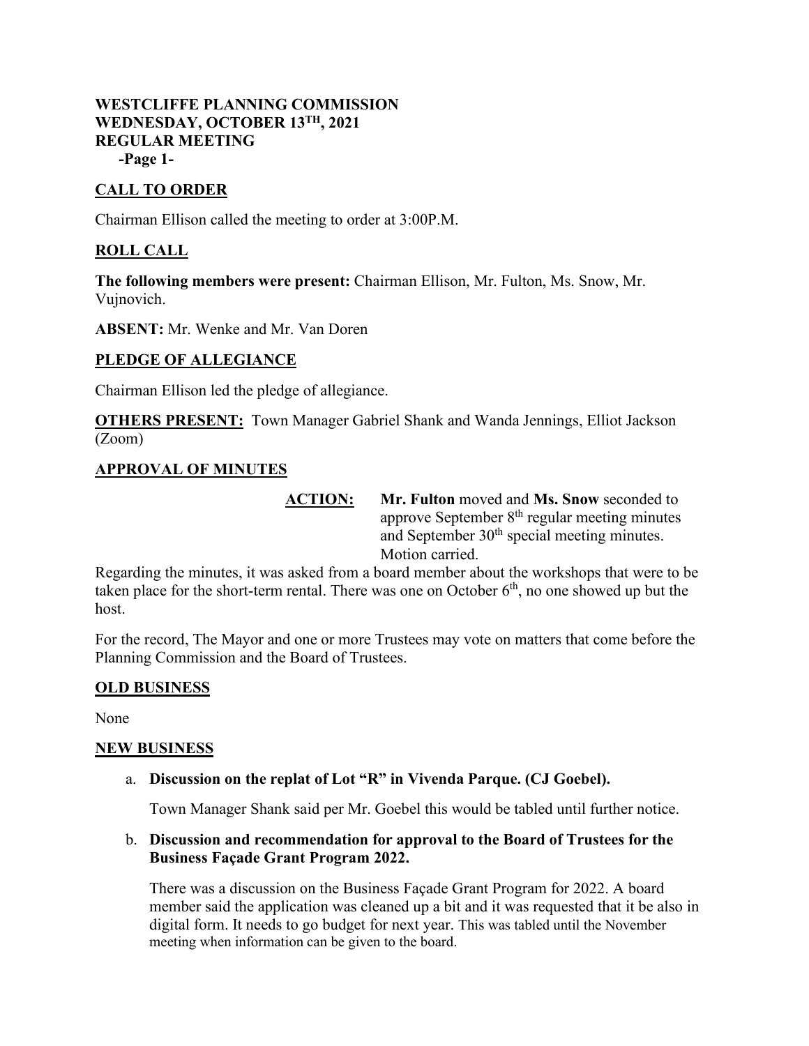**WESTCLIFFE PLANNING COMMISSION**
**WEDNESDAY, OCTOBER 13TH, 2021**
**REGULAR MEETING**
**-Page 1-**

## CALL TO ORDER

Chairman Ellison called the meeting to order at 3:00P.M.

## ROLL CALL

**The following members were present:** Chairman Ellison, Mr. Fulton, Ms. Snow, Mr. Vujnovich.

**ABSENT:** Mr. Wenke and Mr. Van Doren

## PLEDGE OF ALLEGIANCE

Chairman Ellison led the pledge of allegiance.

**OTHERS PRESENT:** Town Manager Gabriel Shank and Wanda Jennings, Elliot Jackson (Zoom)

## APPROVAL OF MINUTES

**ACTION:** **Mr. Fulton** moved and **Ms. Snow** seconded to approve September 8th regular meeting minutes and September 30th special meeting minutes. Motion carried.

Regarding the minutes, it was asked from a board member about the workshops that were to be taken place for the short-term rental. There was one on October 6th, no one showed up but the host.

For the record, The Mayor and one or more Trustees may vote on matters that come before the Planning Commission and the Board of Trustees.

## OLD BUSINESS

None

## NEW BUSINESS

a. **Discussion on the replat of Lot "R" in Vivenda Parque. (CJ Goebel).**

   Town Manager Shank said per Mr. Goebel this would be tabled until further notice.

b. **Discussion and recommendation for approval to the Board of Trustees for the Business Façade Grant Program 2022.**

   There was a discussion on the Business Façade Grant Program for 2022. A board member said the application was cleaned up a bit and it was requested that it be also in digital form. It needs to go budget for next year. This was tabled until the November meeting when information can be given to the board.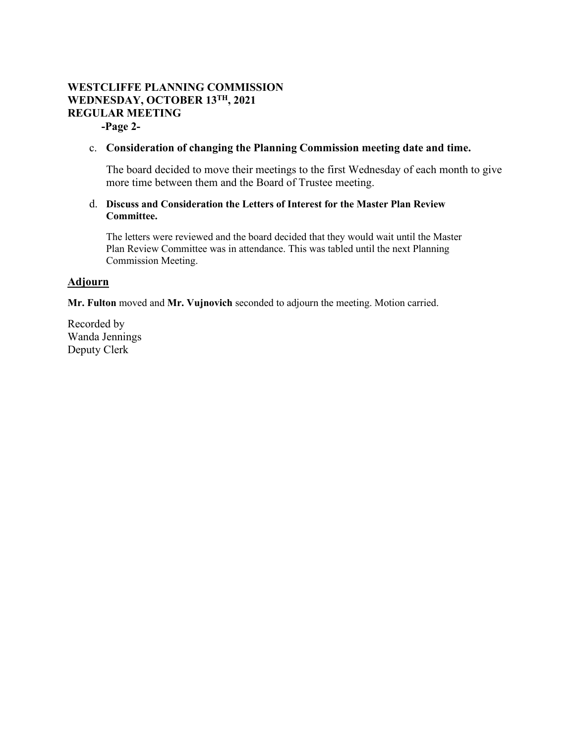**c. Consideration of changing the Planning Commission meeting date and time.**

The board decided to move their meetings to the first Wednesday of each month to give more time between them and the Board of Trustee meeting.

**d. Discuss and Consideration the Letters of Interest for the Master Plan Review Committee.**

The letters were reviewed and the board decided that they would wait until the Master Plan Review Committee was in attendance. This was tabled until the next Planning Commission Meeting.

## Adjourn

**Mr. Fulton** moved and **Mr. Vujnovich** seconded to adjourn the meeting. Motion carried.

Recorded by
Wanda Jennings
Deputy Clerk